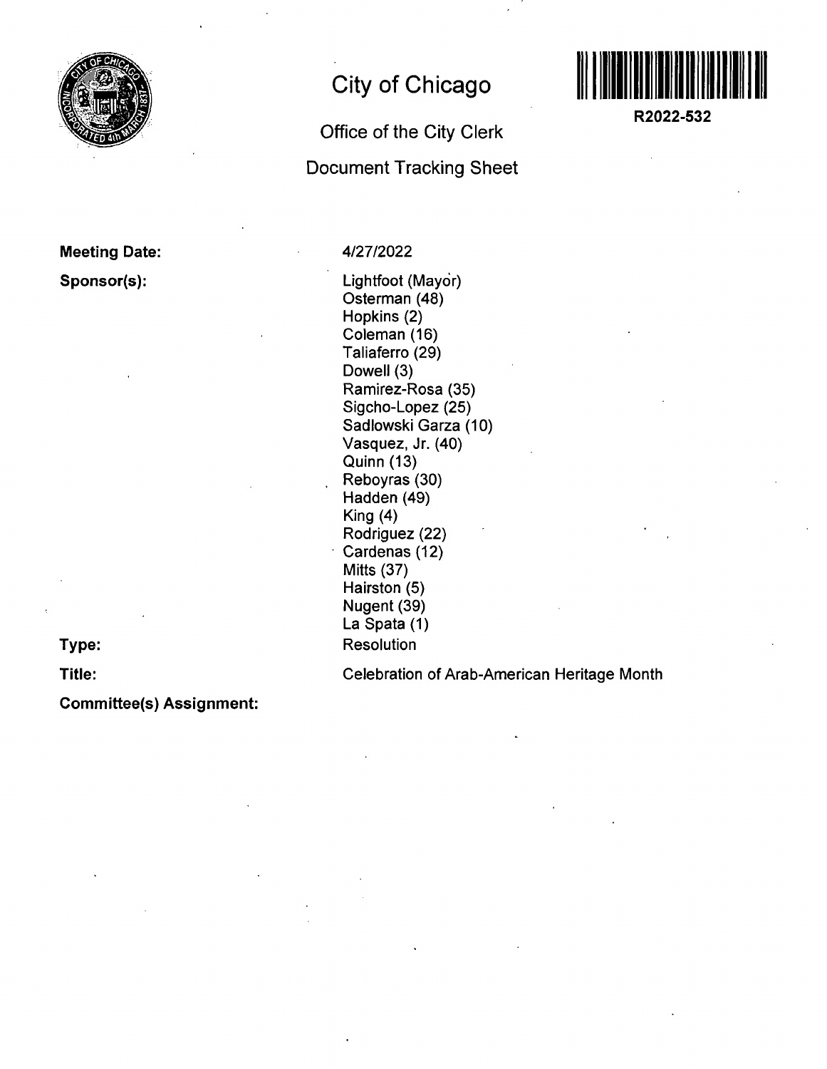# City of Chicago

## Office of the City Clerk

## Document Tracking Sheet

**R2022-532**

**Meeting Date:** 4/27/2022

**Sponsor(s):**
Lightfoot (Mayor)
Osterman (48)
Hopkins (2)
Coleman (16)
Taliaferro (29)
Dowell (3)
Ramirez-Rosa (35)
Sigcho-Lopez (25)
Sadlowski Garza (10)
Vasquez, Jr. (40)
Quinn (13)
Reboyras (30)
Hadden (49)
King (4)
Rodriguez (22)
Cardenas (12)
Mitts (37)
Hairston (5)
Nugent (39)
La Spata (1)

**Type:** Resolution

**Title:** Celebration of Arab-American Heritage Month

**Committee(s) Assignment:**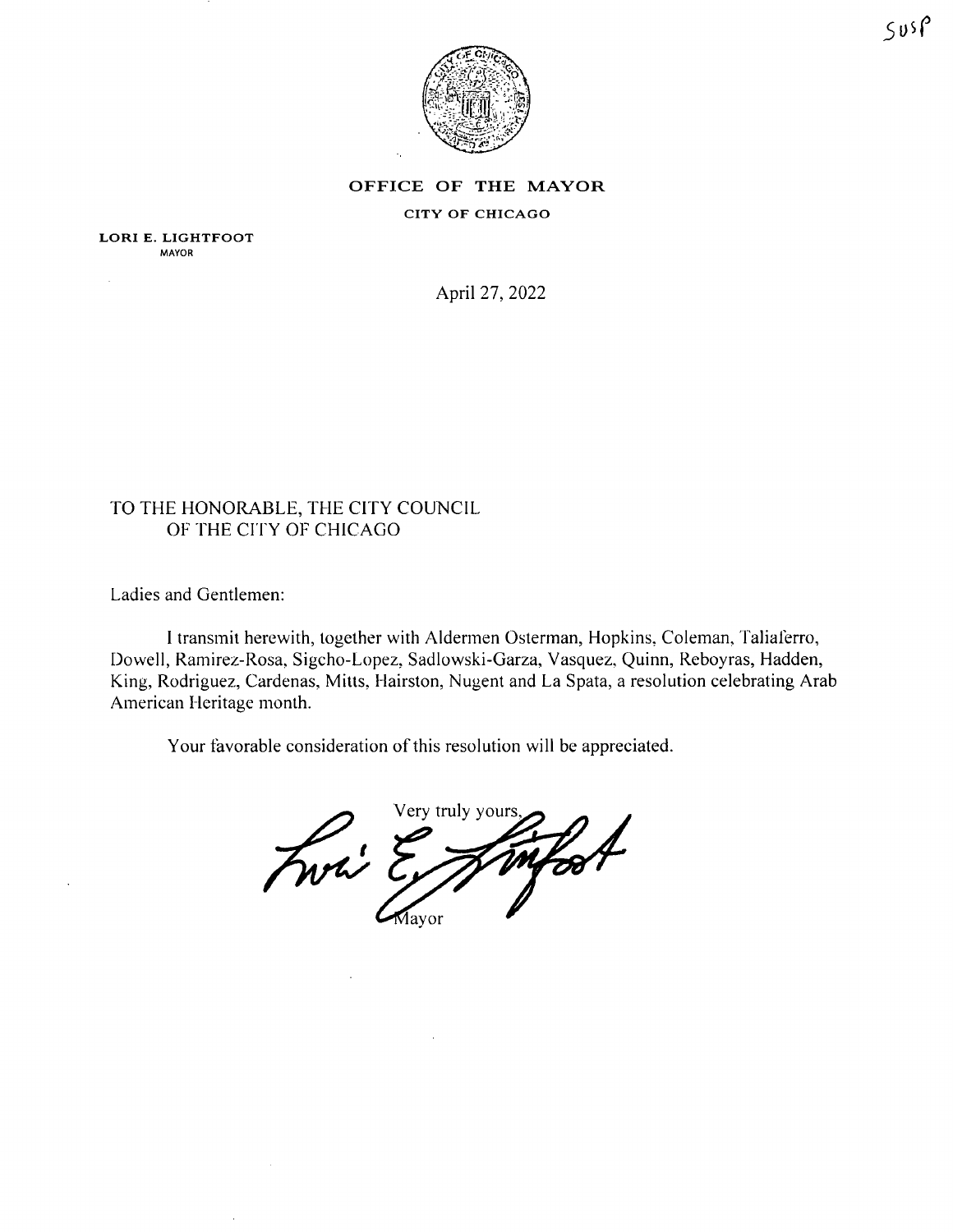SUSP

**OFFICE OF THE MAYOR**

**CITY OF CHICAGO**

**LORI E. LIGHTFOOT**
MAYOR

April 27, 2022

TO THE HONORABLE, THE CITY COUNCIL
OF THE CITY OF CHICAGO

Ladies and Gentlemen:

I transmit herewith, together with Aldermen Osterman, Hopkins, Coleman, Taliaferro, Dowell, Ramirez-Rosa, Sigcho-Lopez, Sadlowski-Garza, Vasquez, Quinn, Reboyras, Hadden, King, Rodriguez, Cardenas, Mitts, Hairston, Nugent and La Spata, a resolution celebrating Arab American Heritage month.

Your favorable consideration of this resolution will be appreciated.

Very truly yours,

Mayor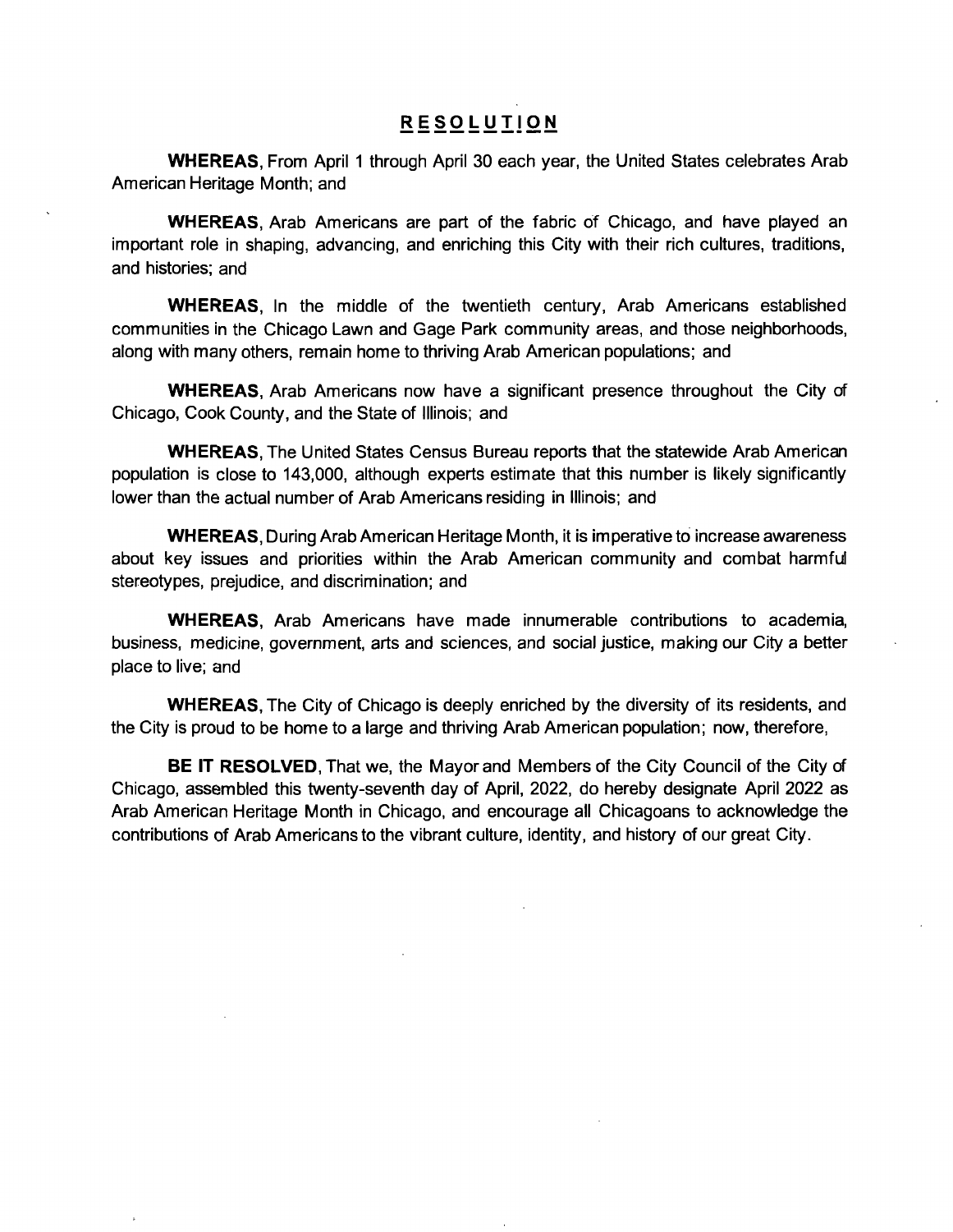# RESOLUTION

**WHEREAS**, From April 1 through April 30 each year, the United States celebrates Arab American Heritage Month; and

**WHEREAS**, Arab Americans are part of the fabric of Chicago, and have played an important role in shaping, advancing, and enriching this City with their rich cultures, traditions, and histories; and

**WHEREAS**, In the middle of the twentieth century, Arab Americans established communities in the Chicago Lawn and Gage Park community areas, and those neighborhoods, along with many others, remain home to thriving Arab American populations; and

**WHEREAS**, Arab Americans now have a significant presence throughout the City of Chicago, Cook County, and the State of Illinois; and

**WHEREAS**, The United States Census Bureau reports that the statewide Arab American population is close to 143,000, although experts estimate that this number is likely significantly lower than the actual number of Arab Americans residing in Illinois; and

**WHEREAS**, During Arab American Heritage Month, it is imperative to increase awareness about key issues and priorities within the Arab American community and combat harmful stereotypes, prejudice, and discrimination; and

**WHEREAS**, Arab Americans have made innumerable contributions to academia, business, medicine, government, arts and sciences, and social justice, making our City a better place to live; and

**WHEREAS**, The City of Chicago is deeply enriched by the diversity of its residents, and the City is proud to be home to a large and thriving Arab American population; now, therefore,

**BE IT RESOLVED**, That we, the Mayor and Members of the City Council of the City of Chicago, assembled this twenty-seventh day of April, 2022, do hereby designate April 2022 as Arab American Heritage Month in Chicago, and encourage all Chicagoans to acknowledge the contributions of Arab Americans to the vibrant culture, identity, and history of our great City.